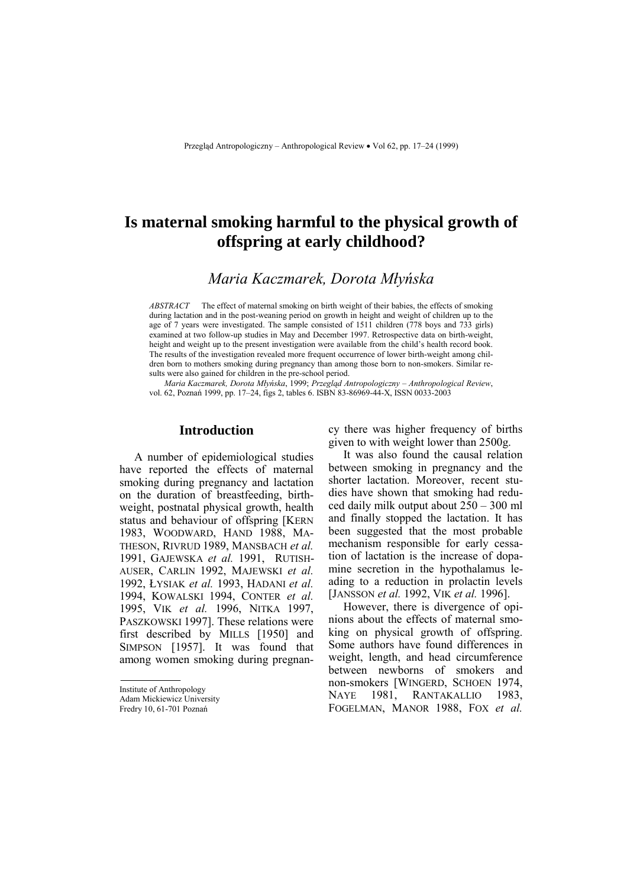# Is maternal smoking harmful to the physical growth of offspring at early childhood?

*Maria Kaczmarek, Dorota Młyńska*

*ABSTRACT* The effect of maternal smoking on birth weight of their babies, the effects of smoking during lactation and in the post-weaning period on growth in height and weight of children up to the age of 7 years were investigated. The sample consisted of 1511 children (778 boys and 733 girls) examined at two follow-up studies in May and December 1997. Retrospective data on birth-weight, height and weight up to the present investigation were available from the child's health record book. The results of the investigation revealed more frequent occurrence of lower birth-weight among children born to mothers smoking during pregnancy than among those born to non-smokers. Similar results were also gained for children in the pre-school period.

*Maria Kaczmarek, Dorota Młyńska*, 1999; *Przegląd Antropologiczny – Anthropological Review*, vol. 62, Poznań 1999, pp. 17–24, figs 2, tables 6. ISBN 83-86969-44-X, ISSN 0033-2003

## Introduction

A number of epidemiological studies have reported the effects of maternal smoking during pregnancy and lactation on the duration of breastfeeding, birth-weight, postnatal physical growth, health status and behaviour of offspring [KERN 1983, WOODWARD, HAND 1988, MATHESON, RIVRUD 1989, MANSBACH *et al.* 1991, GAJEWSKA *et al.* 1991, RUTISHAUSER, CARLIN 1992, MAJEWSKI *et al.* 1992, ŁYSIAK *et al.* 1993, HADANI *et al.* 1994, KOWALSKI 1994, CONTER *et al.* 1995, VIK *et al.* 1996, NITKA 1997, PASZKOWSKI 1997]. These relations were first described by MILLS [1950] and SIMPSON [1957]. It was found that among women smoking during pregnancy there was higher frequency of births given to with weight lower than 2500g.

It was also found the causal relation between smoking in pregnancy and the shorter lactation. Moreover, recent studies have shown that smoking had reduced daily milk output about 250 – 300 ml and finally stopped the lactation. It has been suggested that the most probable mechanism responsible for early cessation of lactation is the increase of dopamine secretion in the hypothalamus leading to a reduction in prolactin levels [JANSSON *et al.* 1992, VIK *et al.* 1996].

However, there is divergence of opinions about the effects of maternal smoking on physical growth of offspring. Some authors have found differences in weight, length, and head circumference between newborns of smokers and non-smokers [WINGERD, SCHOEN 1974, NAYE 1981, RANTAKALLIO 1983, FOGELMAN, MANOR 1988, FOX *et al.*

Institute of Anthropology
Adam Mickiewicz University
Fredry 10, 61-701 Poznań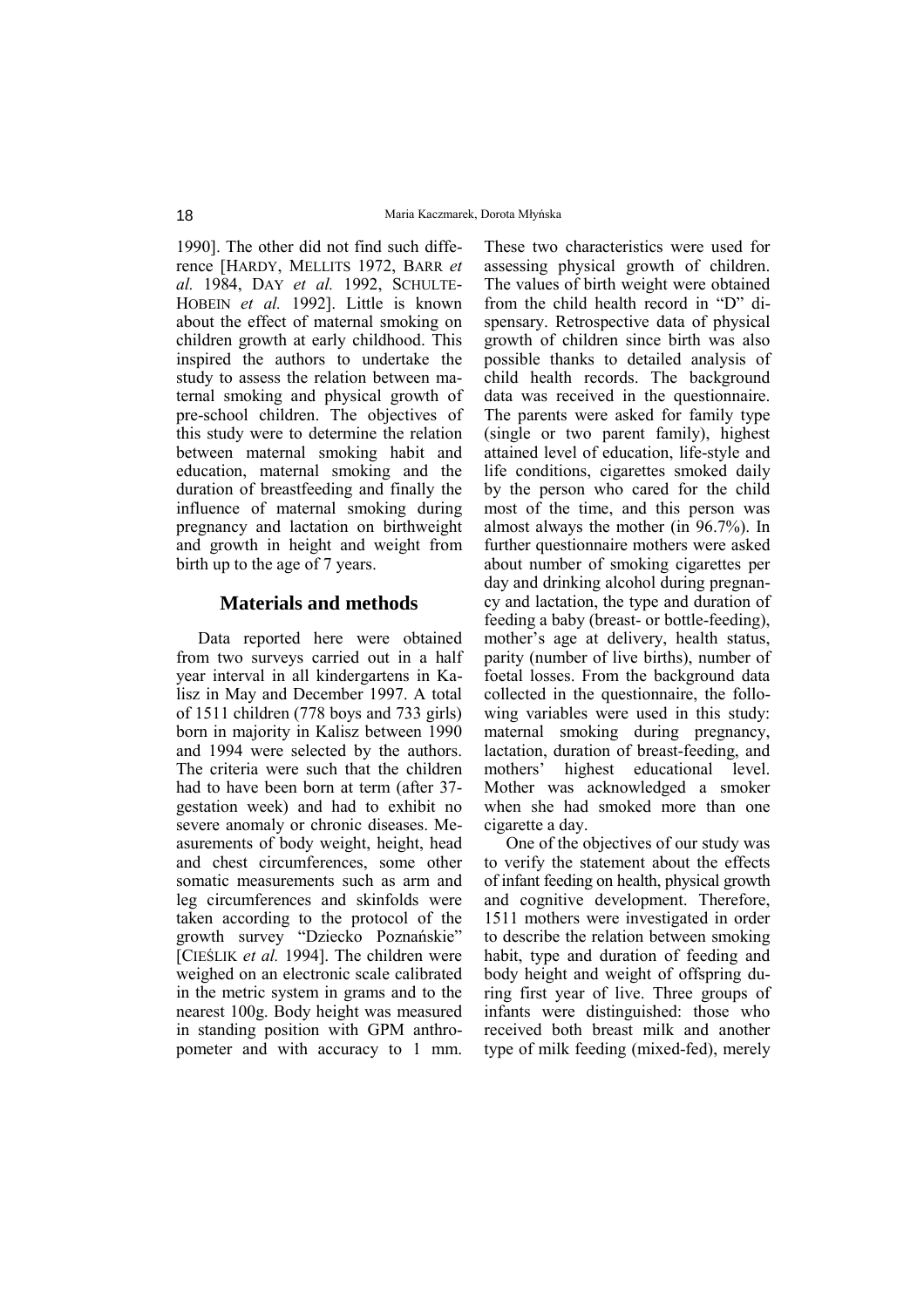1990]. The other did not find such difference [HARDY, MELLITS 1972, BARR *et al.* 1984, DAY *et al.* 1992, SCHULTE-HOBEIN *et al.* 1992]. Little is known about the effect of maternal smoking on children growth at early childhood. This inspired the authors to undertake the study to assess the relation between maternal smoking and physical growth of pre-school children. The objectives of this study were to determine the relation between maternal smoking habit and education, maternal smoking and the duration of breastfeeding and finally the influence of maternal smoking during pregnancy and lactation on birthweight and growth in height and weight from birth up to the age of 7 years.

## Materials and methods

Data reported here were obtained from two surveys carried out in a half year interval in all kindergartens in Kalisz in May and December 1997. A total of 1511 children (778 boys and 733 girls) born in majority in Kalisz between 1990 and 1994 were selected by the authors. The criteria were such that the children had to have been born at term (after 37-gestation week) and had to exhibit no severe anomaly or chronic diseases. Measurements of body weight, height, head and chest circumferences, some other somatic measurements such as arm and leg circumferences and skinfolds were taken according to the protocol of the growth survey "Dziecko Poznańskie" [CIEŚLIK *et al.* 1994]. The children were weighed on an electronic scale calibrated in the metric system in grams and to the nearest 100g. Body height was measured in standing position with GPM anthropometer and with accuracy to 1 mm. These two characteristics were used for assessing physical growth of children. The values of birth weight were obtained from the child health record in "D" dispensary. Retrospective data of physical growth of children since birth was also possible thanks to detailed analysis of child health records. The background data was received in the questionnaire. The parents were asked for family type (single or two parent family), highest attained level of education, life-style and life conditions, cigarettes smoked daily by the person who cared for the child most of the time, and this person was almost always the mother (in 96.7%). In further questionnaire mothers were asked about number of smoking cigarettes per day and drinking alcohol during pregnancy and lactation, the type and duration of feeding a baby (breast- or bottle-feeding), mother's age at delivery, health status, parity (number of live births), number of foetal losses. From the background data collected in the questionnaire, the following variables were used in this study: maternal smoking during pregnancy, lactation, duration of breast-feeding, and mothers' highest educational level. Mother was acknowledged a smoker when she had smoked more than one cigarette a day.

One of the objectives of our study was to verify the statement about the effects of infant feeding on health, physical growth and cognitive development. Therefore, 1511 mothers were investigated in order to describe the relation between smoking habit, type and duration of feeding and body height and weight of offspring during first year of live. Three groups of infants were distinguished: those who received both breast milk and another type of milk feeding (mixed-fed), merely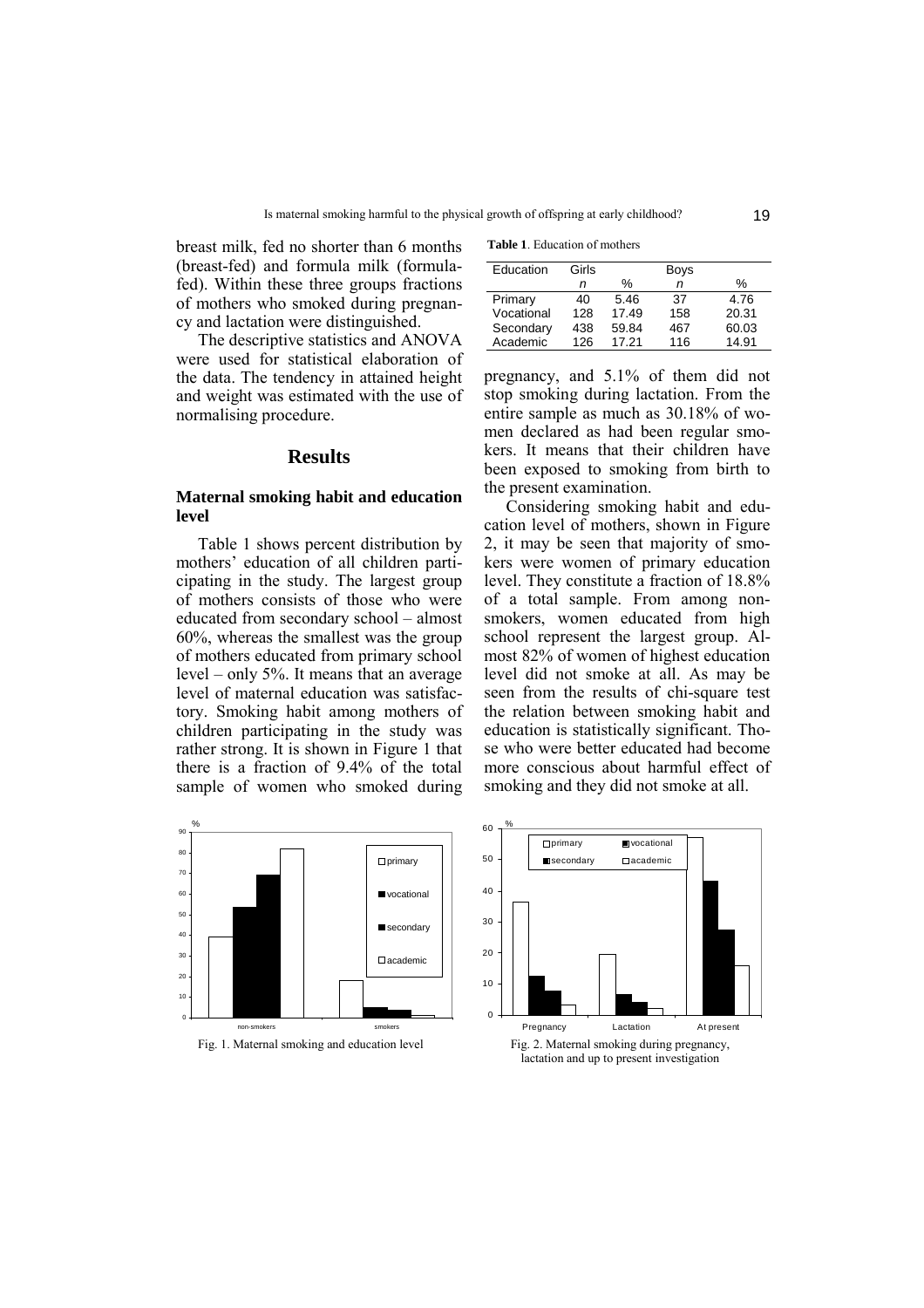breast milk, fed no shorter than 6 months (breast-fed) and formula milk (formula-fed). Within these three groups fractions of mothers who smoked during pregnancy and lactation were distinguished.

The descriptive statistics and ANOVA were used for statistical elaboration of the data. The tendency in attained height and weight was estimated with the use of normalising procedure.

## Results

### Maternal smoking habit and education level

Table 1 shows percent distribution by mothers' education of all children participating in the study. The largest group of mothers consists of those who were educated from secondary school – almost 60%, whereas the smallest was the group of mothers educated from primary school level – only 5%. It means that an average level of maternal education was satisfactory. Smoking habit among mothers of children participating in the study was rather strong. It is shown in Figure 1 that there is a fraction of 9.4% of the total sample of women who smoked during pregnancy, and 5.1% of them did not stop smoking during lactation. From the entire sample as much as 30.18% of women declared as had been regular smokers. It means that their children have been exposed to smoking from birth to the present examination.

Considering smoking habit and education level of mothers, shown in Figure 2, it may be seen that majority of smokers were women of primary education level. They constitute a fraction of 18.8% of a total sample. From among non-smokers, women educated from high school represent the largest group. Almost 82% of women of highest education level did not smoke at all. As may be seen from the results of chi-square test the relation between smoking habit and education is statistically significant. Those who were better educated had become more conscious about harmful effect of smoking and they did not smoke at all.

**Table 1**. Education of mothers

| Education | Girls | | Boys | |
|---|---|---|---|---|
| | *n* | % | *n* | % |
| Primary | 40 | 5.46 | 37 | 4.76 |
| Vocational | 128 | 17.49 | 158 | 20.31 |
| Secondary | 438 | 59.84 | 467 | 60.03 |
| Academic | 126 | 17.21 | 116 | 14.91 |

Fig. 1. Maternal smoking and education level

Fig. 2. Maternal smoking during pregnancy, lactation and up to present investigation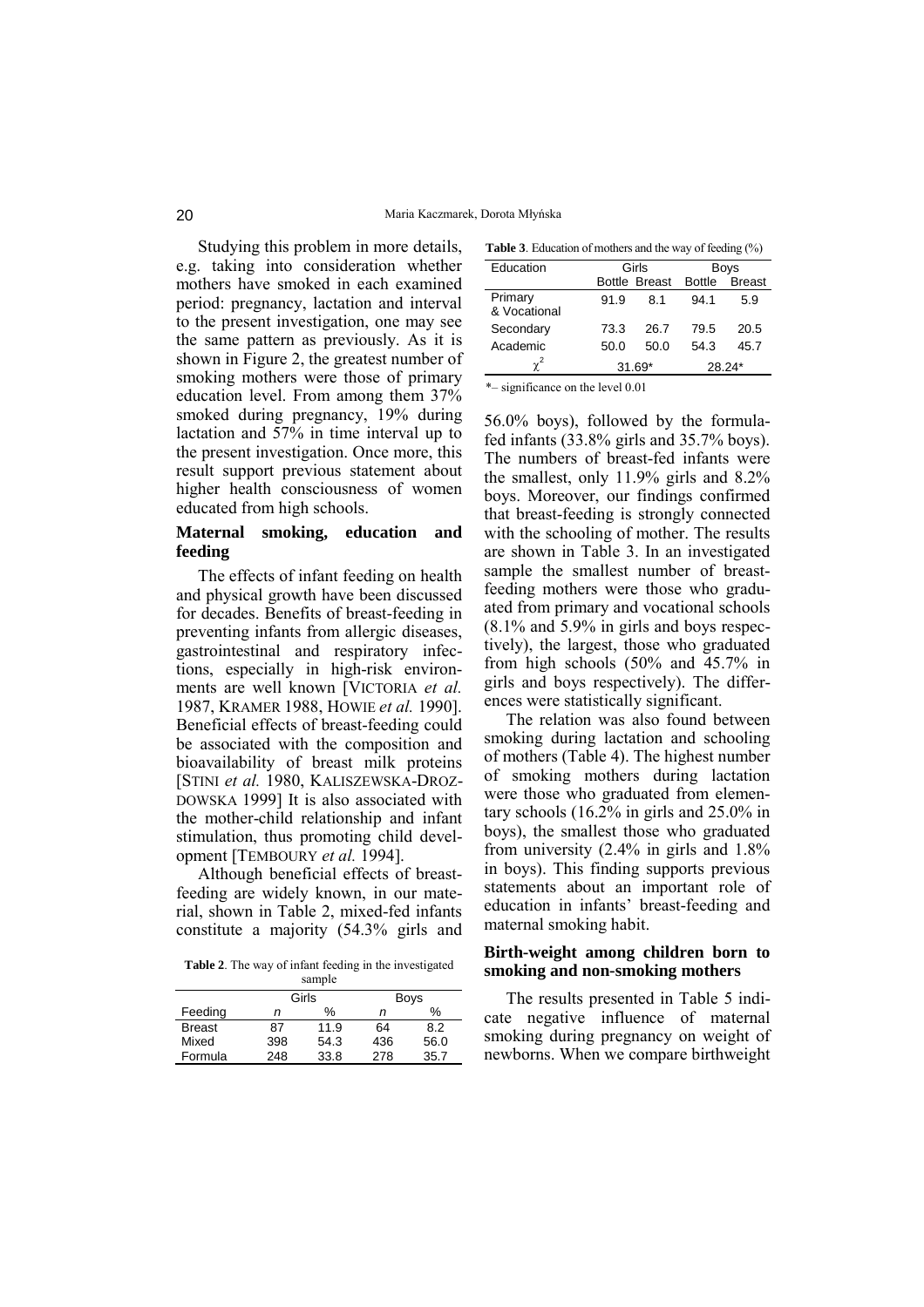Studying this problem in more details, e.g. taking into consideration whether mothers have smoked in each examined period: pregnancy, lactation and interval to the present investigation, one may see the same pattern as previously. As it is shown in Figure 2, the greatest number of smoking mothers were those of primary education level. From among them 37% smoked during pregnancy, 19% during lactation and 57% in time interval up to the present investigation. Once more, this result support previous statement about higher health consciousness of women educated from high schools.

### Maternal smoking, education and feeding

The effects of infant feeding on health and physical growth have been discussed for decades. Benefits of breast-feeding in preventing infants from allergic diseases, gastrointestinal and respiratory infections, especially in high-risk environments are well known [VICTORIA *et al.* 1987, KRAMER 1988, HOWIE *et al.* 1990]. Beneficial effects of breast-feeding could be associated with the composition and bioavailability of breast milk proteins [STINI *et al.* 1980, KALISZEWSKA-DROZDOWSKA 1999] It is also associated with the mother-child relationship and infant stimulation, thus promoting child development [TEMBOURY *et al.* 1994].

Although beneficial effects of breast-feeding are widely known, in our material, shown in Table 2, mixed-fed infants constitute a majority (54.3% girls and 56.0% boys), followed by the formula-fed infants (33.8% girls and 35.7% boys). The numbers of breast-fed infants were the smallest, only 11.9% girls and 8.2% boys. Moreover, our findings confirmed that breast-feeding is strongly connected with the schooling of mother. The results are shown in Table 3. In an investigated sample the smallest number of breast-feeding mothers were those who graduated from primary and vocational schools (8.1% and 5.9% in girls and boys respectively), the largest, those who graduated from high schools (50% and 45.7% in girls and boys respectively). The differences were statistically significant.

**Table 2**. The way of infant feeding in the investigated sample

| | Girls | | Boys | |
|---|---|---|---|---|
| Feeding | *n* | % | *n* | % |
| Breast | 87 | 11.9 | 64 | 8.2 |
| Mixed | 398 | 54.3 | 436 | 56.0 |
| Formula | 248 | 33.8 | 278 | 35.7 |

**Table 3**. Education of mothers and the way of feeding (%)

| Education | Girls | | Boys | |
|---|---|---|---|---|
| | Bottle | Breast | Bottle | Breast |
| Primary & Vocational | 91.9 | 8.1 | 94.1 | 5.9 |
| Secondary | 73.3 | 26.7 | 79.5 | 20.5 |
| Academic | 50.0 | 50.0 | 54.3 | 45.7 |
| $\chi^2$ | 31.69* | | 28.24* | |

*– significance on the level 0.01

The relation was also found between smoking during lactation and schooling of mothers (Table 4). The highest number of smoking mothers during lactation were those who graduated from elementary schools (16.2% in girls and 25.0% in boys), the smallest those who graduated from university (2.4% in girls and 1.8% in boys). This finding supports previous statements about an important role of education in infants' breast-feeding and maternal smoking habit.

### Birth-weight among children born to smoking and non-smoking mothers

The results presented in Table 5 indicate negative influence of maternal smoking during pregnancy on weight of newborns. When we compare birthweight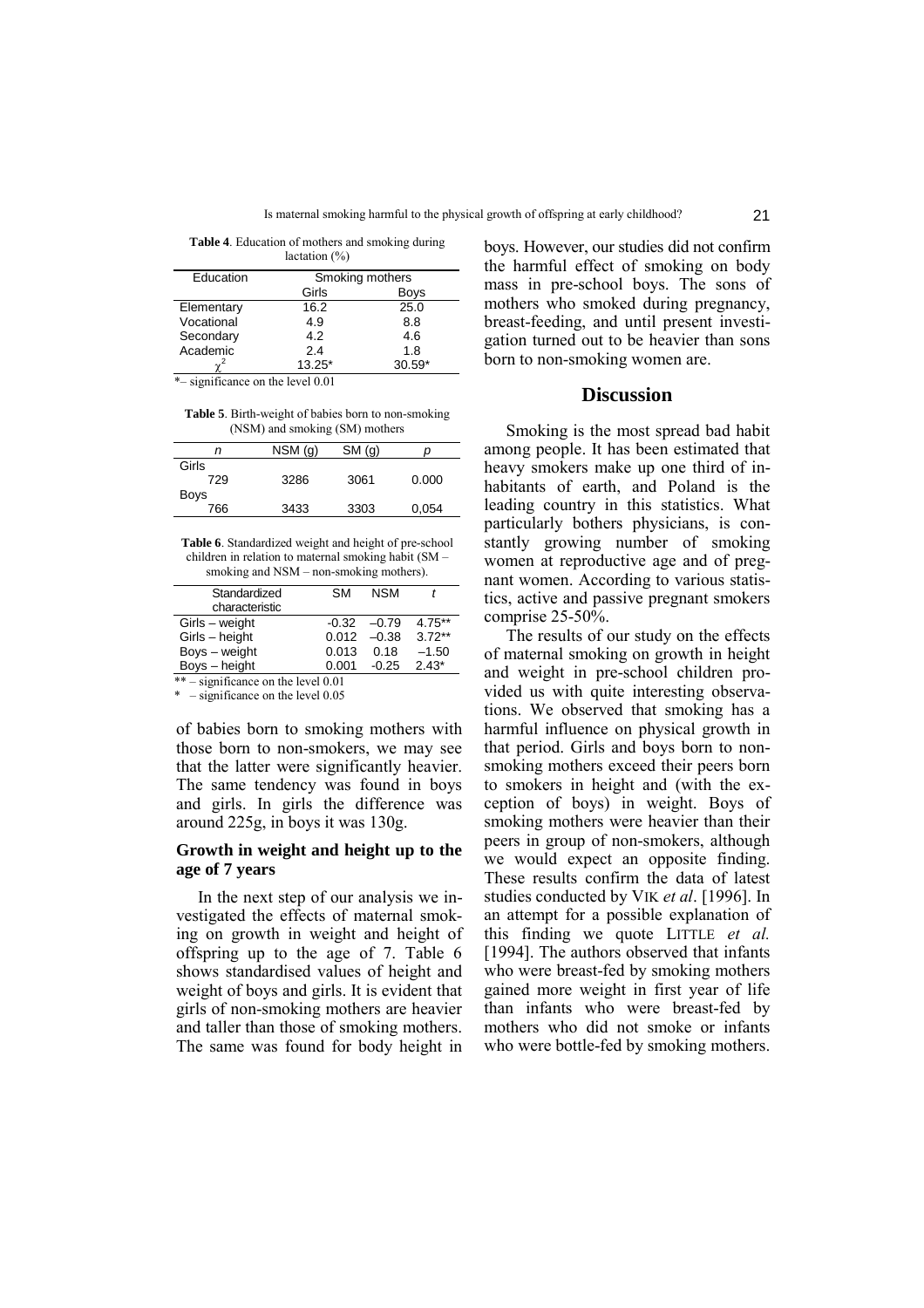**Table 4**. Education of mothers and smoking during lactation (%)

| Education | Smoking mothers | |
|---|---|---|
| | Girls | Boys |
| Elementary | 16.2 | 25.0 |
| Vocational | 4.9 | 8.8 |
| Secondary | 4.2 | 4.6 |
| Academic | 2.4 | 1.8 |
| $\chi^2$ | 13.25* | 30.59* |

*– significance on the level 0.01

**Table 5**. Birth-weight of babies born to non-smoking (NSM) and smoking (SM) mothers

| *n* | NSM (g) | SM (g) | *p* |
|---|---|---|---|
| Girls | | | |
| 729 | 3286 | 3061 | 0.000 |
| Boys | | | |
| 766 | 3433 | 3303 | 0,054 |

**Table 6**. Standardized weight and height of pre-school children in relation to maternal smoking habit (SM – smoking and NSM – non-smoking mothers).

| Standardized characteristic | SM | NSM | *t* |
|---|---|---|---|
| Girls – weight | -0.32 | –0.79 | 4.75** |
| Girls – height | 0.012 | –0.38 | 3.72** |
| Boys – weight | 0.013 | 0.18 | –1.50 |
| Boys – height | 0.001 | -0.25 | 2.43* |

** – significance on the level 0.01
* – significance on the level 0.05

of babies born to smoking mothers with those born to non-smokers, we may see that the latter were significantly heavier. The same tendency was found in boys and girls. In girls the difference was around 225g, in boys it was 130g.

### Growth in weight and height up to the age of 7 years

In the next step of our analysis we investigated the effects of maternal smoking on growth in weight and height of offspring up to the age of 7. Table 6 shows standardised values of height and weight of boys and girls. It is evident that girls of non-smoking mothers are heavier and taller than those of smoking mothers. The same was found for body height in boys. However, our studies did not confirm the harmful effect of smoking on body mass in pre-school boys. The sons of mothers who smoked during pregnancy, breast-feeding, and until present investigation turned out to be heavier than sons born to non-smoking women are.

## Discussion

Smoking is the most spread bad habit among people. It has been estimated that heavy smokers make up one third of inhabitants of earth, and Poland is the leading country in this statistics. What particularly bothers physicians, is constantly growing number of smoking women at reproductive age and of pregnant women. According to various statistics, active and passive pregnant smokers comprise 25-50%.

The results of our study on the effects of maternal smoking on growth in height and weight in pre-school children provided us with quite interesting observations. We observed that smoking has a harmful influence on physical growth in that period. Girls and boys born to non-smoking mothers exceed their peers born to smokers in height and (with the exception of boys) in weight. Boys of smoking mothers were heavier than their peers in group of non-smokers, although we would expect an opposite finding. These results confirm the data of latest studies conducted by VIK *et al*. [1996]. In an attempt for a possible explanation of this finding we quote LITTLE *et al.* [1994]. The authors observed that infants who were breast-fed by smoking mothers gained more weight in first year of life than infants who were breast-fed by mothers who did not smoke or infants who were bottle-fed by smoking mothers.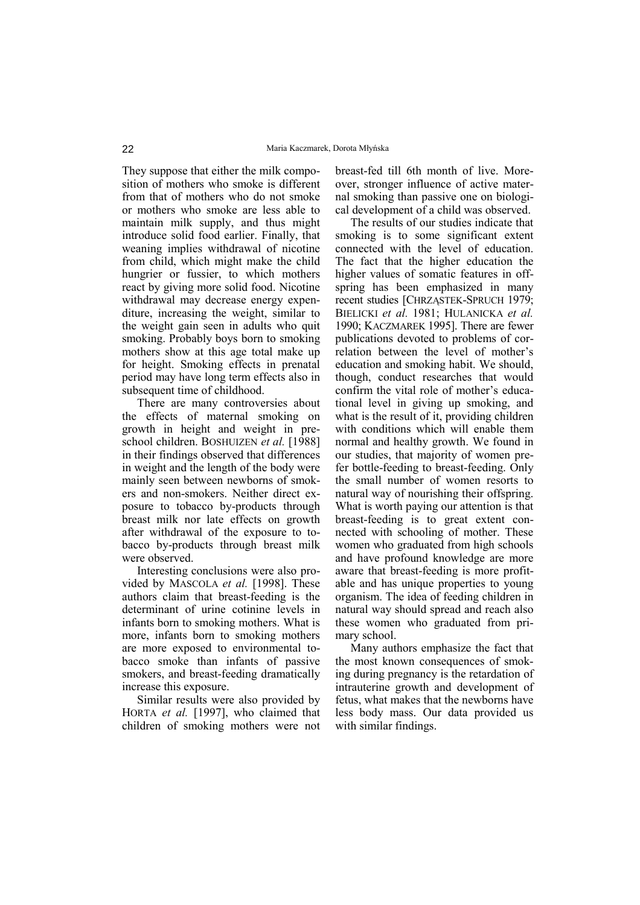They suppose that either the milk composition of mothers who smoke is different from that of mothers who do not smoke or mothers who smoke are less able to maintain milk supply, and thus might introduce solid food earlier. Finally, that weaning implies withdrawal of nicotine from child, which might make the child hungrier or fussier, to which mothers react by giving more solid food. Nicotine withdrawal may decrease energy expenditure, increasing the weight, similar to the weight gain seen in adults who quit smoking. Probably boys born to smoking mothers show at this age total make up for height. Smoking effects in prenatal period may have long term effects also in subsequent time of childhood.

There are many controversies about the effects of maternal smoking on growth in height and weight in preschool children. BOSHUIZEN *et al.* [1988] in their findings observed that differences in weight and the length of the body were mainly seen between newborns of smokers and non-smokers. Neither direct exposure to tobacco by-products through breast milk nor late effects on growth after withdrawal of the exposure to tobacco by-products through breast milk were observed.

Interesting conclusions were also provided by MASCOLA *et al.* [1998]. These authors claim that breast-feeding is the determinant of urine cotinine levels in infants born to smoking mothers. What is more, infants born to smoking mothers are more exposed to environmental tobacco smoke than infants of passive smokers, and breast-feeding dramatically increase this exposure.

Similar results were also provided by HORTA *et al.* [1997], who claimed that children of smoking mothers were not breast-fed till 6th month of live. Moreover, stronger influence of active maternal smoking than passive one on biological development of a child was observed.

The results of our studies indicate that smoking is to some significant extent connected with the level of education. The fact that the higher education the higher values of somatic features in offspring has been emphasized in many recent studies [CHRZĄSTEK-SPRUCH 1979; BIELICKI *et al.* 1981; HULANICKA *et al.* 1990; KACZMAREK 1995]. There are fewer publications devoted to problems of correlation between the level of mother's education and smoking habit. We should, though, conduct researches that would confirm the vital role of mother's educational level in giving up smoking, and what is the result of it, providing children with conditions which will enable them normal and healthy growth. We found in our studies, that majority of women prefer bottle-feeding to breast-feeding. Only the small number of women resorts to natural way of nourishing their offspring. What is worth paying our attention is that breast-feeding is to great extent connected with schooling of mother. These women who graduated from high schools and have profound knowledge are more aware that breast-feeding is more profitable and has unique properties to young organism. The idea of feeding children in natural way should spread and reach also these women who graduated from primary school.

Many authors emphasize the fact that the most known consequences of smoking during pregnancy is the retardation of intrauterine growth and development of fetus, what makes that the newborns have less body mass. Our data provided us with similar findings.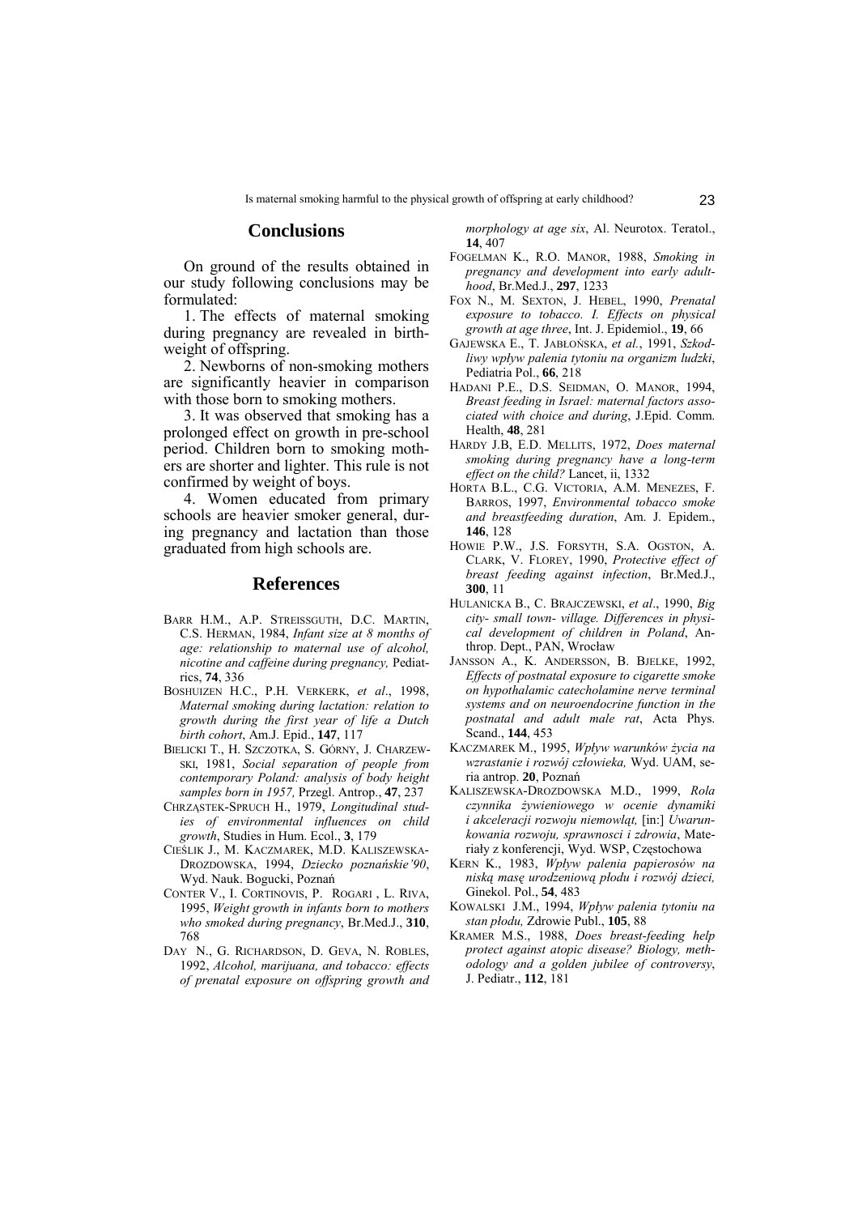## Conclusions

On ground of the results obtained in our study following conclusions may be formulated:

1. The effects of maternal smoking during pregnancy are revealed in birth-weight of offspring.

2. Newborns of non-smoking mothers are significantly heavier in comparison with those born to smoking mothers.

3. It was observed that smoking has a prolonged effect on growth in pre-school period. Children born to smoking mothers are shorter and lighter. This rule is not confirmed by weight of boys.

4. Women educated from primary schools are heavier smoker general, during pregnancy and lactation than those graduated from high schools are.

## References

BARR H.M., A.P. STREISSGUTH, D.C. MARTIN, C.S. HERMAN, 1984, *Infant size at 8 months of age: relationship to maternal use of alcohol, nicotine and caffeine during pregnancy,* Pediatrics, **74**, 336

BOSHUIZEN H.C., P.H. VERKERK, *et al*., 1998, *Maternal smoking during lactation: relation to growth during the first year of life a Dutch birth cohort*, Am.J. Epid., **147**, 117

BIELICKI T., H. SZCZOTKA, S. GÓRNY, J. CHARZEWSKI, 1981, *Social separation of people from contemporary Poland: analysis of body height samples born in 1957,* Przegl. Antrop., **47**, 237

CHRZĄSTEK-SPRUCH H., 1979, *Longitudinal studies of environmental influences on child growth*, Studies in Hum. Ecol., **3**, 179

CIEŚLIK J., M. KACZMAREK, M.D. KALISZEWSKA-DROZDOWSKA, 1994, *Dziecko poznańskie'90*, Wyd. Nauk. Bogucki, Poznań

CONTER V., I. CORTINOVIS, P. ROGARI , L. RIVA, 1995, *Weight growth in infants born to mothers who smoked during pregnancy*, Br.Med.J., **310**, 768

DAY N., G. RICHARDSON, D. GEVA, N. ROBLES, 1992, *Alcohol, marijuana, and tobacco: effects of prenatal exposure on offspring growth and morphology at age six*, Al. Neurotox. Teratol., **14**, 407

FOGELMAN K., R.O. MANOR, 1988, *Smoking in pregnancy and development into early adulthood*, Br.Med.J., **297**, 1233

FOX N., M. SEXTON, J. HEBEL, 1990, *Prenatal exposure to tobacco. I. Effects on physical growth at age three*, Int. J. Epidemiol., **19**, 66

GAJEWSKA E., T. JABŁOŃSKA, *et al.*, 1991, *Szkodliwy wpływ palenia tytoniu na organizm ludzki*, Pediatria Pol., **66**, 218

HADANI P.E., D.S. SEIDMAN, O. MANOR, 1994, *Breast feeding in Israel: maternal factors associated with choice and during*, J.Epid. Comm. Health, **48**, 281

HARDY J.B, E.D. MELLITS, 1972, *Does maternal smoking during pregnancy have a long-term effect on the child?* Lancet, ii, 1332

HORTA B.L., C.G. VICTORIA, A.M. MENEZES, F. BARROS, 1997, *Environmental tobacco smoke and breastfeeding duration*, Am. J. Epidem., **146**, 128

HOWIE P.W., J.S. FORSYTH, S.A. OGSTON, A. CLARK, V. FLOREY, 1990, *Protective effect of breast feeding against infection*, Br.Med.J., **300**, 11

HULANICKA B., C. BRAJCZEWSKI, *et al*., 1990, *Big city- small town- village. Differences in physical development of children in Poland*, Anthrop. Dept., PAN, Wrocław

JANSSON A., K. ANDERSSON, B. BJELKE, 1992, *Effects of postnatal exposure to cigarette smoke on hypothalamic catecholamine nerve terminal systems and on neuroendocrine function in the postnatal and adult male rat*, Acta Phys. Scand., **144**, 453

KACZMAREK M., 1995, *Wpływ warunków życia na wzrastanie i rozwój człowieka,* Wyd. UAM, seria antrop. **20**, Poznań

KALISZEWSKA-DROZDOWSKA M.D., 1999, *Rola czynnika żywieniowego w ocenie dynamiki i akceleracji rozwoju niemowląt,* [in:] *Uwarunkowania rozwoju, sprawnosci i zdrowia*, Materiały z konferencji, Wyd. WSP, Częstochowa

KERN K., 1983, *Wpływ palenia papierosów na niską masę urodzeniową płodu i rozwój dzieci,* Ginekol. Pol., **54**, 483

KOWALSKI J.M., 1994, *Wpływ palenia tytoniu na stan płodu,* Zdrowie Publ., **105**, 88

KRAMER M.S., 1988, *Does breast-feeding help protect against atopic disease? Biology, methodology and a golden jubilee of controversy*, J. Pediatr., **112**, 181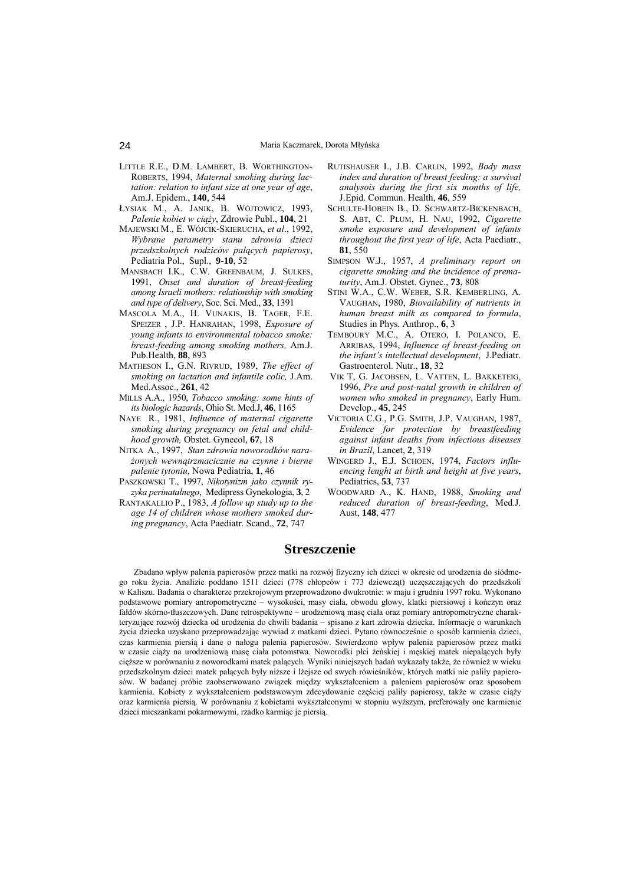LITTLE R.E., D.M. LAMBERT, B. WORTHINGTON-ROBERTS, 1994, *Maternal smoking during lactation: relation to infant size at one year of age*, Am.J. Epidem., **140**, 544

ŁYSIAK M., A. JANIK, B. WÓJTOWICZ, 1993, *Palenie kobiet w ciąży*, Zdrowie Publ., **104**, 21

MAJEWSKI M., E. WÓJCIK-SKIERUCHA, *et al*., 1992, *Wybrane parametry stanu zdrowia dzieci przedszkolnych rodziców palących papierosy*, Pediatria Pol., Supl., **9-10**, 52

MANSBACH I.K., C.W. GREENBAUM, J. SULKES, 1991, *Onset and duration of breast-feeding among Israeli mothers: relationship with smoking and type of delivery*, Soc. Sci. Med., **33**, 1391

MASCOLA M.A., H. VUNAKIS, B. TAGER, F.E. SPEIZER , J.P. HANRAHAN, 1998, *Exposure of young infants to environmental tobacco smoke: breast-feeding among smoking mothers,* Am.J. Pub.Health, **88**, 893

MATHESON I., G.N. RIVRUD, 1989, *The effect of smoking on lactation and infantile colic,* J.Am. Med.Assoc., **261**, 42

MILLS A.A., 1950, *Tobacco smoking: some hints of its biologic hazards*, Ohio St. Med.J, **46**, 1165

NAYE R., 1981, *Influence of maternal cigarette smoking during pregnancy on fetal and childhood growth,* Obstet. Gynecol, **67**, 18

NITKA A., 1997, *Stan zdrowia noworodków narażonych wewnątrzmacicznie na czynne i bierne palenie tytoniu,* Nowa Pediatria, **1**, 46

PASZKOWSKI T., 1997, *Nikotynizm jako czynnik ryzyka perinatalnego*, Medipress Gynekologia, **3**, 2

RANTAKALLIO P., 1983, *A follow up study up to the age 14 of children whose mothers smoked during pregnancy*, Acta Paediatr. Scand., **72**, 747

RUTISHAUSER I., J.B. CARLIN, 1992, *Body mass index and duration of breast feeding: a survival analysois during the first six months of life,* J.Epid. Commun. Health, **46**, 559

SCHULTE-HOBEIN B., D. SCHWARTZ-BICKENBACH, S. ABT, C. PLUM, H. NAU, 1992, *Cigarette smoke exposure and development of infants throughout the first year of life*, Acta Paediatr., **81**, 550

SIMPSON W.J., 1957, *A preliminary report on cigarette smoking and the incidence of prematurity*, Am.J. Obstet. Gynec., **73**, 808

STINI W.A., C.W. WEBER, S.R. KEMBERLING, A. VAUGHAN, 1980, *Biovailability of nutrients in human breast milk as compared to formula*, Studies in Phys. Anthrop., **6**, 3

TEMBOURY M.C., A. OTERO, I. POLANCO, E. ARRIBAS, 1994, *Influence of breast-feeding on the infant's intellectual development*, J.Pediatr. Gastroenterol. Nutr., **18**, 32

VIK T, G. JACOBSEN, L. VATTEN, L. BAKKETEIG, 1996, *Pre and post-natal growth in children of women who smoked in pregnancy*, Early Hum. Develop., **45**, 245

VICTORIA C.G., P.G. SMITH, J.P. VAUGHAN, 1987, *Evidence for protection by breastfeeding against infant deaths from infectious diseases in Brazil*, Lancet, **2**, 319

WINGERD J., E.J. SCHOEN, 1974, *Factors influencing lenght at birth and height at five years*, Pediatrics, **53**, 737

WOODWARD A., K. HAND, 1988, *Smoking and reduced duration of breast-feeding*, Med.J. Aust, **148**, 477

## Streszczenie

Zbadano wpływ palenia papierosów przez matki na rozwój fizyczny ich dzieci w okresie od urodzenia do siódmego roku życia. Analizie poddano 1511 dzieci (778 chłopców i 773 dziewcząt) uczęszczających do przedszkoli w Kaliszu. Badania o charakterze przekrojowym przeprowadzono dwukrotnie: w maju i grudniu 1997 roku. Wykonano podstawowe pomiary antropometryczne – wysokości, masy ciała, obwodu głowy, klatki piersiowej i kończyn oraz fałdów skórno-tłuszczowych. Dane retrospektywne – urodzeniową masę ciała oraz pomiary antropometryczne charakteryzujące rozwój dziecka od urodzenia do chwili badania – spisano z kart zdrowia dziecka. Informacje o warunkach życia dziecka uzyskano przeprowadzając wywiad z matkami dzieci. Pytano równocześnie o sposób karmienia dzieci, czas karmienia piersią i dane o nałogu palenia papierosów. Stwierdzono wpływ palenia papierosów przez matki w czasie ciąży na urodzeniową masę ciała potomstwa. Noworodki płci żeńskiej i męskiej matek niepalących były cięższe w porównaniu z noworodkami matek palących. Wyniki niniejszych badań wykazały także, że również w wieku przedszkolnym dzieci matek palących były niższe i lżejsze od swych rówieśników, których matki nie paliły papierosów. W badanej próbie zaobserwowano związek między wykształceniem a paleniem papierosów oraz sposobem karmienia. Kobiety z wykształceniem podstawowym zdecydowanie częściej paliły papierosy, także w czasie ciąży oraz karmienia piersią. W porównaniu z kobietami wykształconymi w stopniu wyższym, preferowały one karmienie dzieci mieszankami pokarmowymi, rzadko karmiąc je piersią.